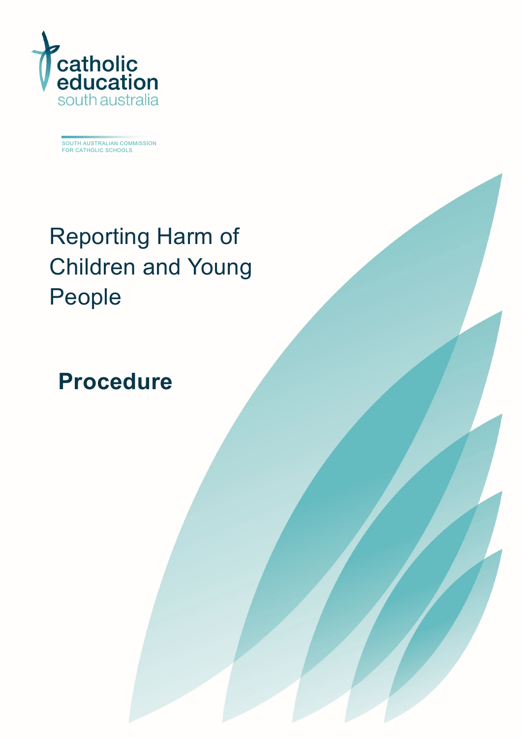catholic
education
south australia

SOUTH AUSTRALIAN COMMISSION
FOR CATHOLIC SCHOOLS

# Reporting Harm of Children and Young People

## Procedure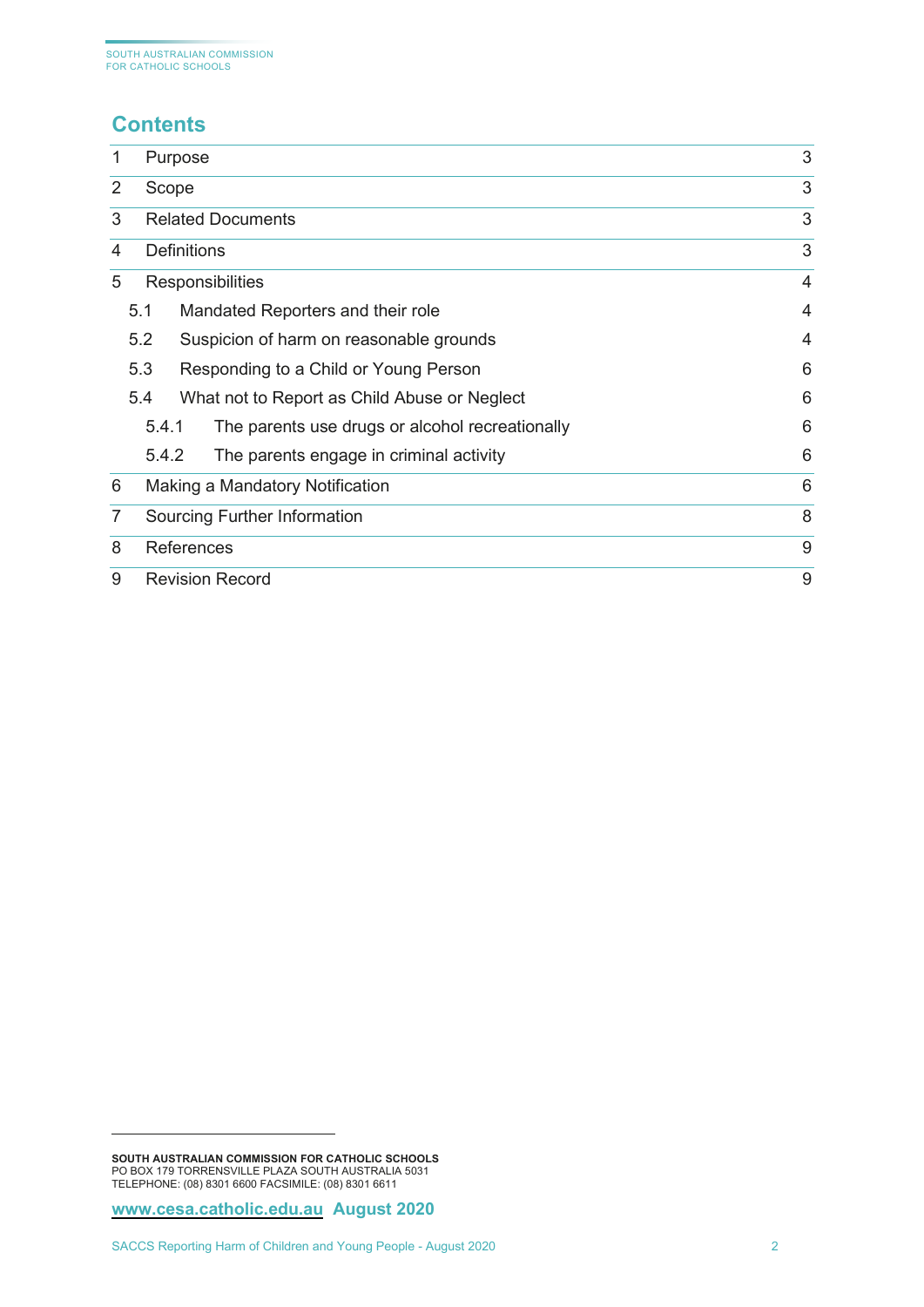## Contents

| | | |
|---|---|---|
| 1 | Purpose | 3 |
| 2 | Scope | 3 |
| 3 | Related Documents | 3 |
| 4 | Definitions | 3 |
| 5 | Responsibilities | 4 |
| 5.1 | Mandated Reporters and their role | 4 |
| 5.2 | Suspicion of harm on reasonable grounds | 4 |
| 5.3 | Responding to a Child or Young Person | 6 |
| 5.4 | What not to Report as Child Abuse or Neglect | 6 |
| 5.4.1 | The parents use drugs or alcohol recreationally | 6 |
| 5.4.2 | The parents engage in criminal activity | 6 |
| 6 | Making a Mandatory Notification | 6 |
| 7 | Sourcing Further Information | 8 |
| 8 | References | 9 |
| 9 | Revision Record | 9 |

**SOUTH AUSTRALIAN COMMISSION FOR CATHOLIC SCHOOLS**
PO BOX 179 TORRENSVILLE PLAZA SOUTH AUSTRALIA 5031
TELEPHONE: (08) 8301 6600 FACSIMILE: (08) 8301 6611

**www.cesa.catholic.edu.au August 2020**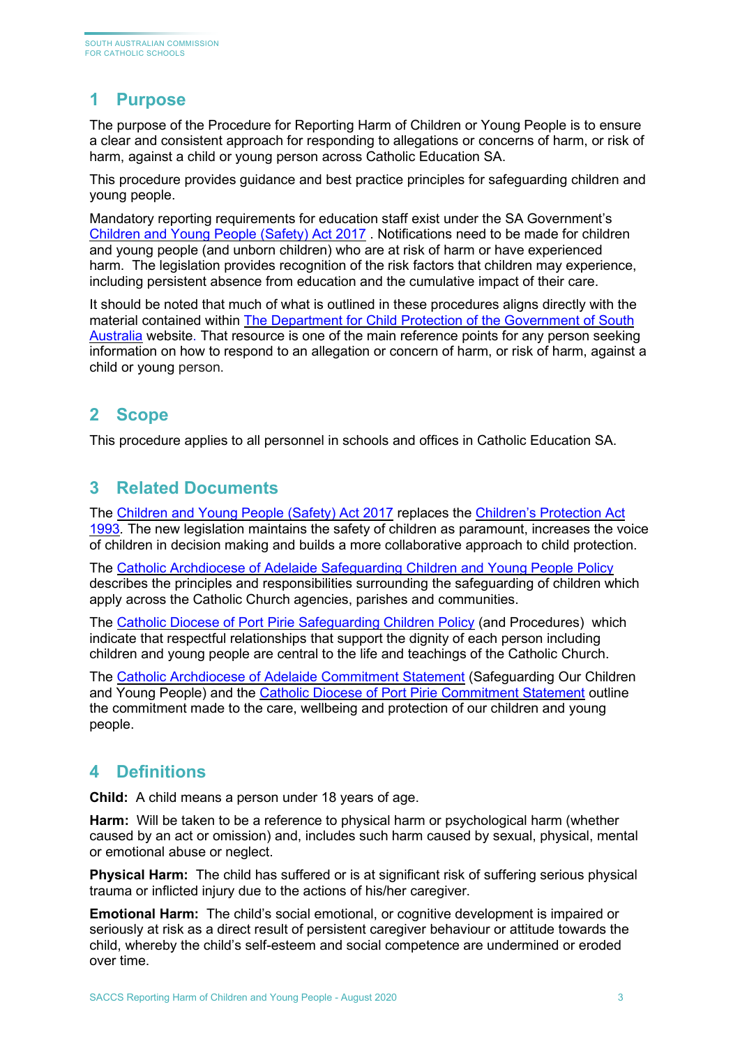## 1 Purpose

The purpose of the Procedure for Reporting Harm of Children or Young People is to ensure a clear and consistent approach for responding to allegations or concerns of harm, or risk of harm, against a child or young person across Catholic Education SA.

This procedure provides guidance and best practice principles for safeguarding children and young people.

Mandatory reporting requirements for education staff exist under the SA Government's Children and Young People (Safety) Act 2017 . Notifications need to be made for children and young people (and unborn children) who are at risk of harm or have experienced harm. The legislation provides recognition of the risk factors that children may experience, including persistent absence from education and the cumulative impact of their care.

It should be noted that much of what is outlined in these procedures aligns directly with the material contained within The Department for Child Protection of the Government of South Australia website. That resource is one of the main reference points for any person seeking information on how to respond to an allegation or concern of harm, or risk of harm, against a child or young person.

## 2 Scope

This procedure applies to all personnel in schools and offices in Catholic Education SA.

## 3 Related Documents

The Children and Young People (Safety) Act 2017 replaces the Children's Protection Act 1993. The new legislation maintains the safety of children as paramount, increases the voice of children in decision making and builds a more collaborative approach to child protection.

The Catholic Archdiocese of Adelaide Safeguarding Children and Young People Policy describes the principles and responsibilities surrounding the safeguarding of children which apply across the Catholic Church agencies, parishes and communities.

The Catholic Diocese of Port Pirie Safeguarding Children Policy (and Procedures) which indicate that respectful relationships that support the dignity of each person including children and young people are central to the life and teachings of the Catholic Church.

The Catholic Archdiocese of Adelaide Commitment Statement (Safeguarding Our Children and Young People) and the Catholic Diocese of Port Pirie Commitment Statement outline the commitment made to the care, wellbeing and protection of our children and young people.

## 4 Definitions

**Child:** A child means a person under 18 years of age.

**Harm:** Will be taken to be a reference to physical harm or psychological harm (whether caused by an act or omission) and, includes such harm caused by sexual, physical, mental or emotional abuse or neglect.

**Physical Harm:** The child has suffered or is at significant risk of suffering serious physical trauma or inflicted injury due to the actions of his/her caregiver.

**Emotional Harm:** The child's social emotional, or cognitive development is impaired or seriously at risk as a direct result of persistent caregiver behaviour or attitude towards the child, whereby the child's self-esteem and social competence are undermined or eroded over time.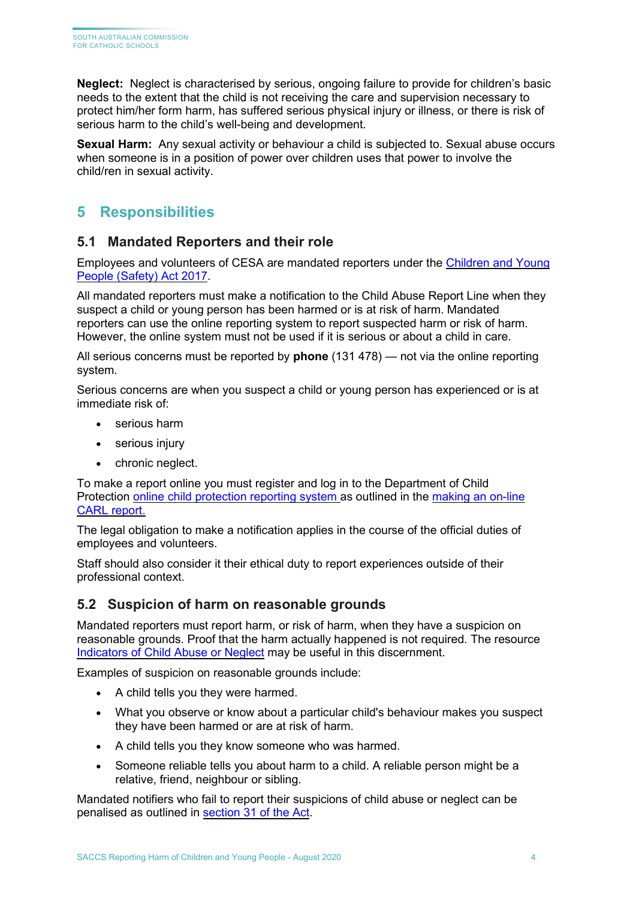**Neglect:** Neglect is characterised by serious, ongoing failure to provide for children's basic needs to the extent that the child is not receiving the care and supervision necessary to protect him/her form harm, has suffered serious physical injury or illness, or there is risk of serious harm to the child's well-being and development.

**Sexual Harm:** Any sexual activity or behaviour a child is subjected to. Sexual abuse occurs when someone is in a position of power over children uses that power to involve the child/ren in sexual activity.

# 5 Responsibilities

## 5.1 Mandated Reporters and their role

Employees and volunteers of CESA are mandated reporters under the [Children and Young People (Safety) Act 2017](#).

All mandated reporters must make a notification to the Child Abuse Report Line when they suspect a child or young person has been harmed or is at risk of harm. Mandated reporters can use the online reporting system to report suspected harm or risk of harm. However, the online system must not be used if it is serious or about a child in care.

All serious concerns must be reported by **phone** (131 478) — not via the online reporting system.

Serious concerns are when you suspect a child or young person has experienced or is at immediate risk of:

- serious harm
- serious injury
- chronic neglect.

To make a report online you must register and log in to the Department of Child Protection [online child protection reporting system](#) as outlined in the [making an on-line CARL report.](#)

The legal obligation to make a notification applies in the course of the official duties of employees and volunteers.

Staff should also consider it their ethical duty to report experiences outside of their professional context.

## 5.2 Suspicion of harm on reasonable grounds

Mandated reporters must report harm, or risk of harm, when they have a suspicion on reasonable grounds. Proof that the harm actually happened is not required. The resource [Indicators of Child Abuse or Neglect](#) may be useful in this discernment.

Examples of suspicion on reasonable grounds include:

- A child tells you they were harmed.
- What you observe or know about a particular child's behaviour makes you suspect they have been harmed or are at risk of harm.
- A child tells you they know someone who was harmed.
- Someone reliable tells you about harm to a child. A reliable person might be a relative, friend, neighbour or sibling.

Mandated notifiers who fail to report their suspicions of child abuse or neglect can be penalised as outlined in [section 31 of the Act](#).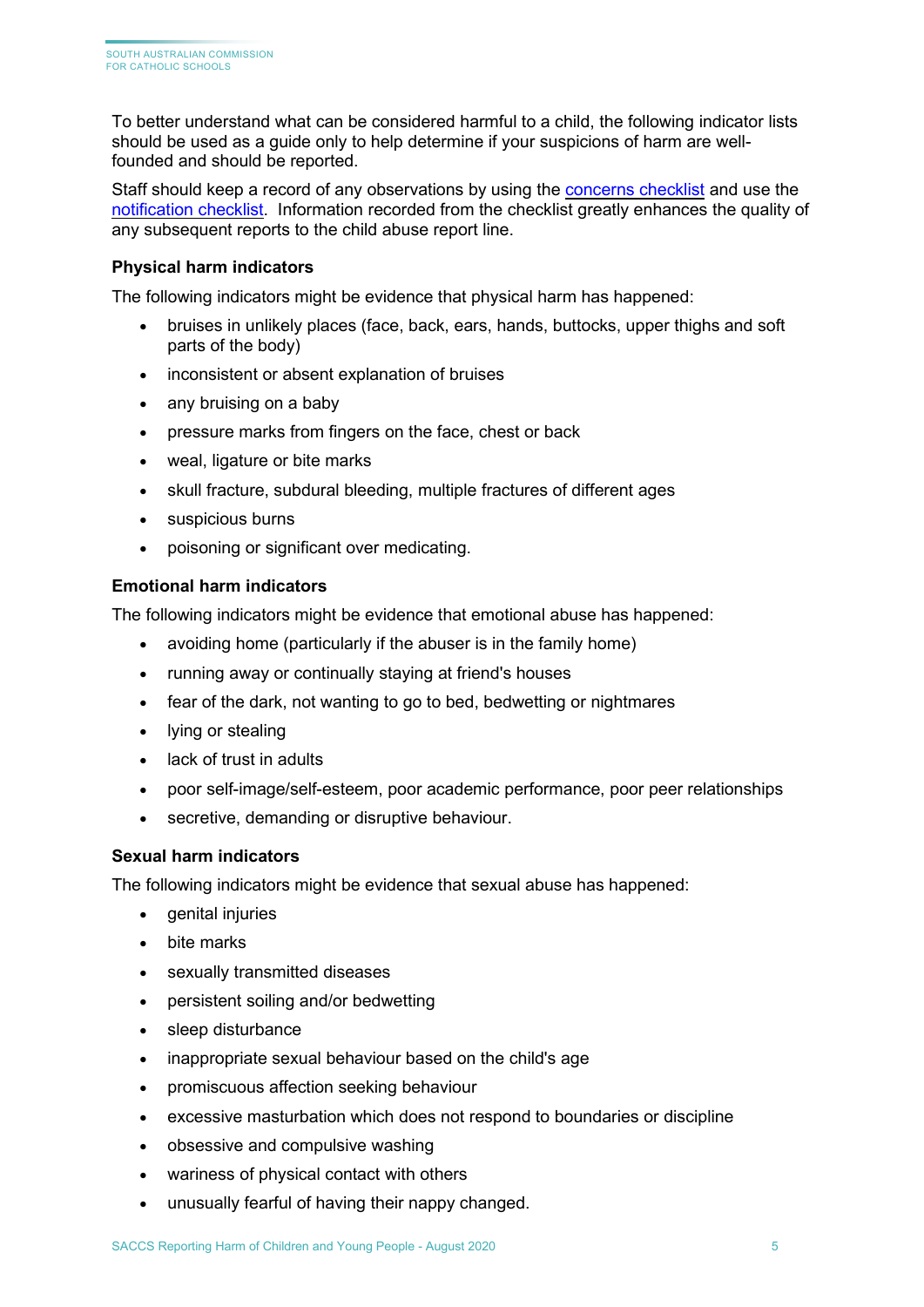To better understand what can be considered harmful to a child, the following indicator lists should be used as a guide only to help determine if your suspicions of harm are well-founded and should be reported.

Staff should keep a record of any observations by using the concerns checklist and use the notification checklist. Information recorded from the checklist greatly enhances the quality of any subsequent reports to the child abuse report line.

**Physical harm indicators**

The following indicators might be evidence that physical harm has happened:

- bruises in unlikely places (face, back, ears, hands, buttocks, upper thighs and soft parts of the body)
- inconsistent or absent explanation of bruises
- any bruising on a baby
- pressure marks from fingers on the face, chest or back
- weal, ligature or bite marks
- skull fracture, subdural bleeding, multiple fractures of different ages
- suspicious burns
- poisoning or significant over medicating.

**Emotional harm indicators**

The following indicators might be evidence that emotional abuse has happened:

- avoiding home (particularly if the abuser is in the family home)
- running away or continually staying at friend's houses
- fear of the dark, not wanting to go to bed, bedwetting or nightmares
- lying or stealing
- lack of trust in adults
- poor self-image/self-esteem, poor academic performance, poor peer relationships
- secretive, demanding or disruptive behaviour.

**Sexual harm indicators**

The following indicators might be evidence that sexual abuse has happened:

- genital injuries
- bite marks
- sexually transmitted diseases
- persistent soiling and/or bedwetting
- sleep disturbance
- inappropriate sexual behaviour based on the child's age
- promiscuous affection seeking behaviour
- excessive masturbation which does not respond to boundaries or discipline
- obsessive and compulsive washing
- wariness of physical contact with others
- unusually fearful of having their nappy changed.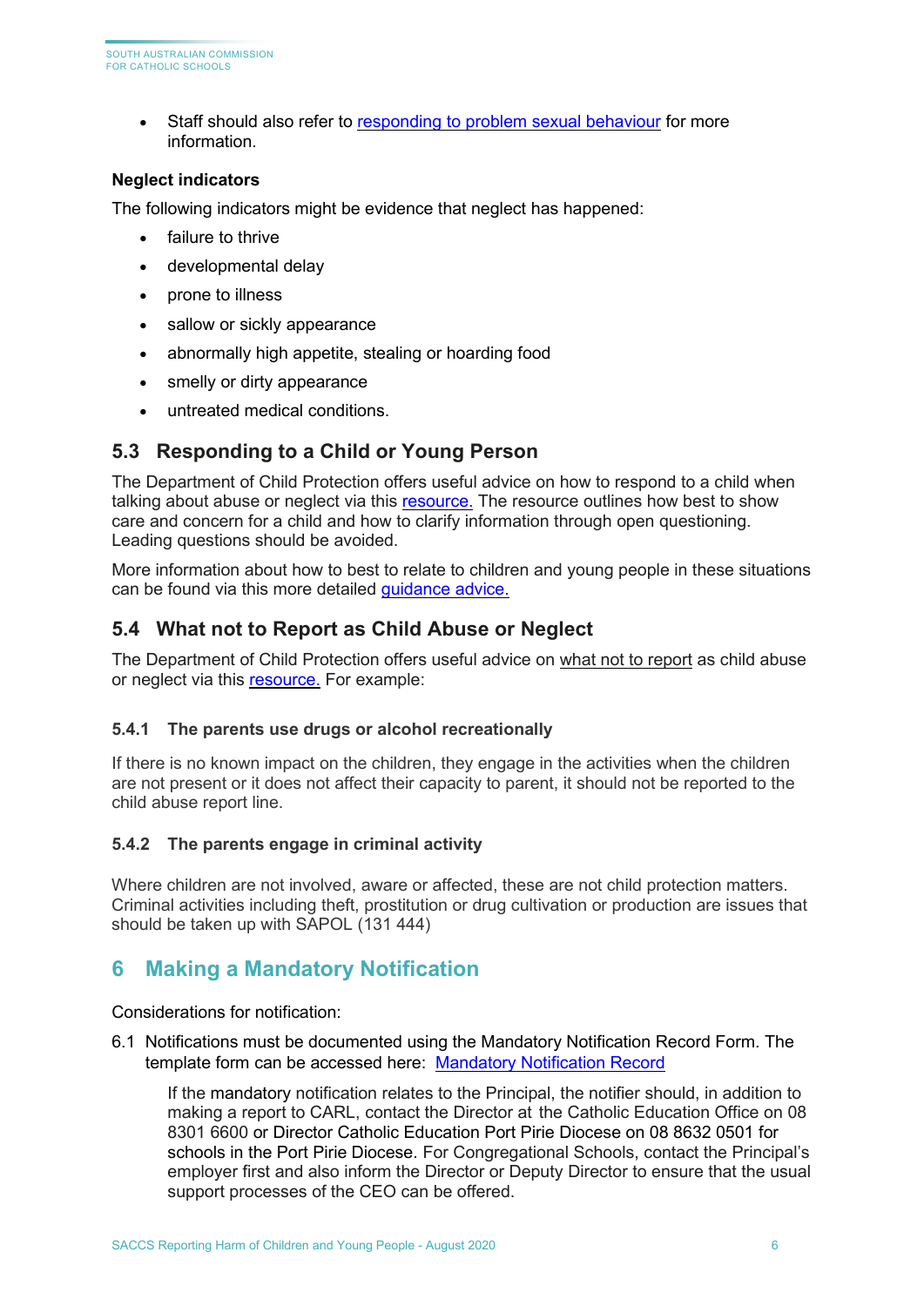- Staff should also refer to responding to problem sexual behaviour for more information.

**Neglect indicators**

The following indicators might be evidence that neglect has happened:

- failure to thrive
- developmental delay
- prone to illness
- sallow or sickly appearance
- abnormally high appetite, stealing or hoarding food
- smelly or dirty appearance
- untreated medical conditions.

## 5.3 Responding to a Child or Young Person

The Department of Child Protection offers useful advice on how to respond to a child when talking about abuse or neglect via this resource. The resource outlines how best to show care and concern for a child and how to clarify information through open questioning. Leading questions should be avoided.

More information about how to best to relate to children and young people in these situations can be found via this more detailed guidance advice.

## 5.4 What not to Report as Child Abuse or Neglect

The Department of Child Protection offers useful advice on what not to report as child abuse or neglect via this resource. For example:

### 5.4.1 The parents use drugs or alcohol recreationally

If there is no known impact on the children, they engage in the activities when the children are not present or it does not affect their capacity to parent, it should not be reported to the child abuse report line.

### 5.4.2 The parents engage in criminal activity

Where children are not involved, aware or affected, these are not child protection matters. Criminal activities including theft, prostitution or drug cultivation or production are issues that should be taken up with SAPOL (131 444)

# 6 Making a Mandatory Notification

Considerations for notification:

6.1 Notifications must be documented using the Mandatory Notification Record Form. The template form can be accessed here: Mandatory Notification Record

If the mandatory notification relates to the Principal, the notifier should, in addition to making a report to CARL, contact the Director at the Catholic Education Office on 08 8301 6600 or Director Catholic Education Port Pirie Diocese on 08 8632 0501 for schools in the Port Pirie Diocese. For Congregational Schools, contact the Principal's employer first and also inform the Director or Deputy Director to ensure that the usual support processes of the CEO can be offered.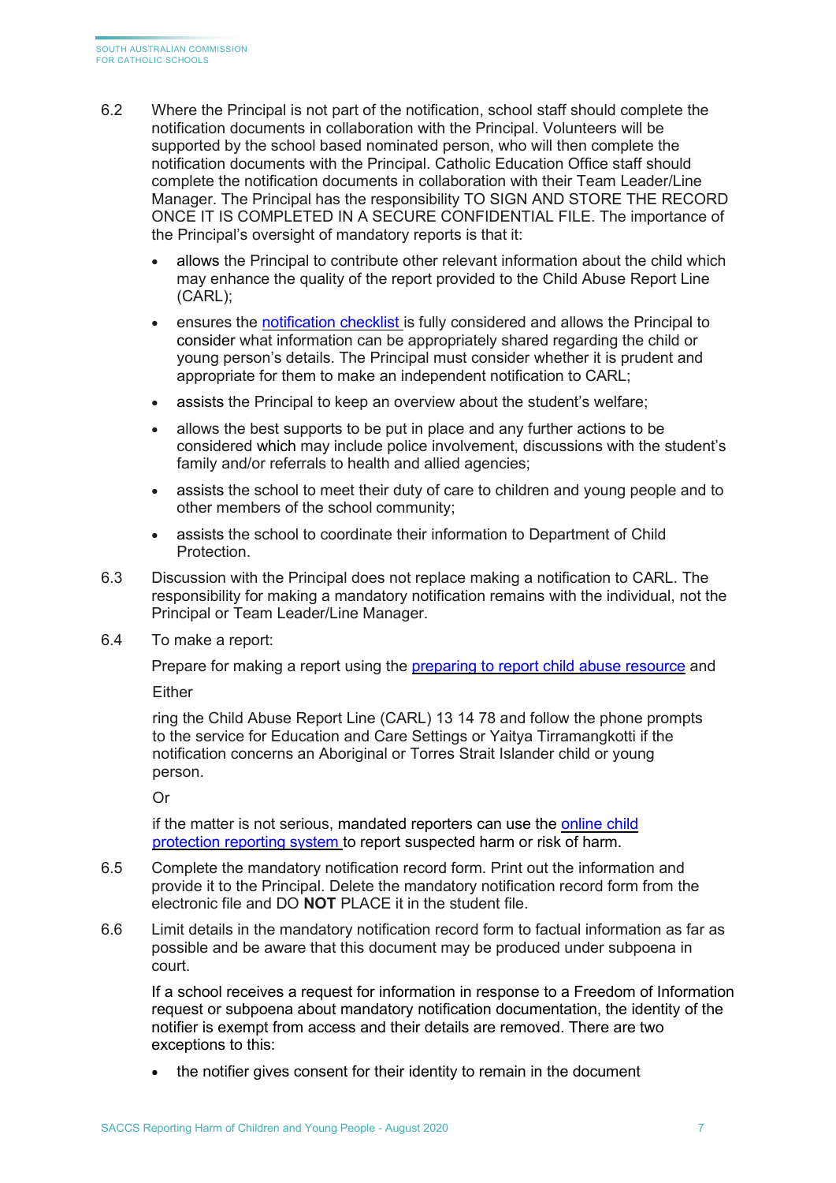6.2 Where the Principal is not part of the notification, school staff should complete the notification documents in collaboration with the Principal. Volunteers will be supported by the school based nominated person, who will then complete the notification documents with the Principal. Catholic Education Office staff should complete the notification documents in collaboration with their Team Leader/Line Manager. The Principal has the responsibility TO SIGN AND STORE THE RECORD ONCE IT IS COMPLETED IN A SECURE CONFIDENTIAL FILE. The importance of the Principal's oversight of mandatory reports is that it:

- allows the Principal to contribute other relevant information about the child which may enhance the quality of the report provided to the Child Abuse Report Line (CARL);
- ensures the [notification checklist] is fully considered and allows the Principal to consider what information can be appropriately shared regarding the child or young person's details. The Principal must consider whether it is prudent and appropriate for them to make an independent notification to CARL;
- assists the Principal to keep an overview about the student's welfare;
- allows the best supports to be put in place and any further actions to be considered which may include police involvement, discussions with the student's family and/or referrals to health and allied agencies;
- assists the school to meet their duty of care to children and young people and to other members of the school community;
- assists the school to coordinate their information to Department of Child Protection.

6.3 Discussion with the Principal does not replace making a notification to CARL. The responsibility for making a mandatory notification remains with the individual, not the Principal or Team Leader/Line Manager.

6.4 To make a report:

Prepare for making a report using the [preparing to report child abuse resource] and

Either

ring the Child Abuse Report Line (CARL) 13 14 78 and follow the phone prompts to the service for Education and Care Settings or Yaitya Tirramangkotti if the notification concerns an Aboriginal or Torres Strait Islander child or young person.

Or

if the matter is not serious, mandated reporters can use the [online child protection reporting system] to report suspected harm or risk of harm.

6.5 Complete the mandatory notification record form. Print out the information and provide it to the Principal. Delete the mandatory notification record form from the electronic file and DO **NOT** PLACE it in the student file.

6.6 Limit details in the mandatory notification record form to factual information as far as possible and be aware that this document may be produced under subpoena in court.

If a school receives a request for information in response to a Freedom of Information request or subpoena about mandatory notification documentation, the identity of the notifier is exempt from access and their details are removed. There are two exceptions to this:

- the notifier gives consent for their identity to remain in the document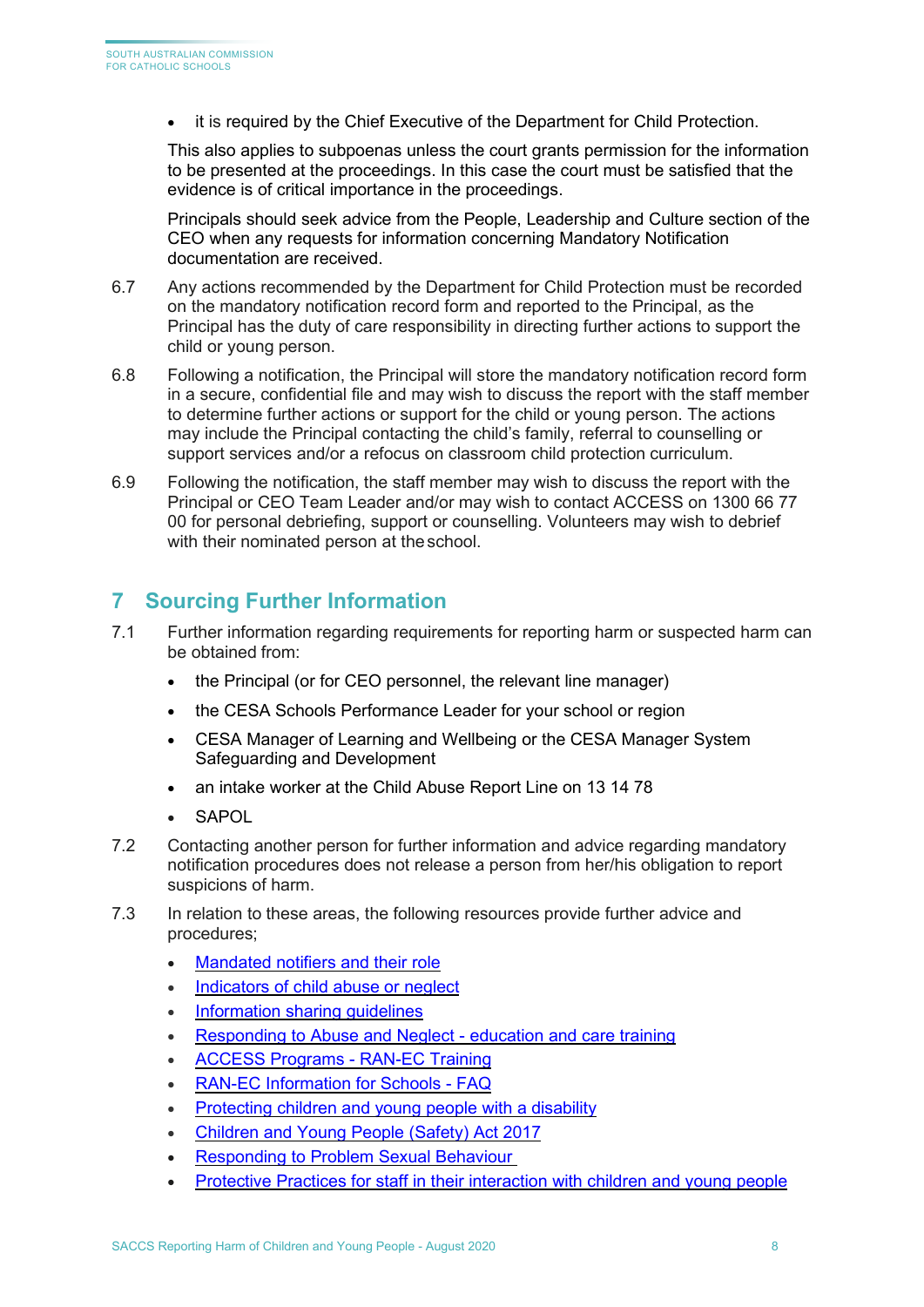- it is required by the Chief Executive of the Department for Child Protection.

This also applies to subpoenas unless the court grants permission for the information to be presented at the proceedings. In this case the court must be satisfied that the evidence is of critical importance in the proceedings.

Principals should seek advice from the People, Leadership and Culture section of the CEO when any requests for information concerning Mandatory Notification documentation are received.

6.7 Any actions recommended by the Department for Child Protection must be recorded on the mandatory notification record form and reported to the Principal, as the Principal has the duty of care responsibility in directing further actions to support the child or young person.

6.8 Following a notification, the Principal will store the mandatory notification record form in a secure, confidential file and may wish to discuss the report with the staff member to determine further actions or support for the child or young person. The actions may include the Principal contacting the child's family, referral to counselling or support services and/or a refocus on classroom child protection curriculum.

6.9 Following the notification, the staff member may wish to discuss the report with the Principal or CEO Team Leader and/or may wish to contact ACCESS on 1300 66 77 00 for personal debriefing, support or counselling. Volunteers may wish to debrief with their nominated person at the school.

## 7 Sourcing Further Information

7.1 Further information regarding requirements for reporting harm or suspected harm can be obtained from:

- the Principal (or for CEO personnel, the relevant line manager)
- the CESA Schools Performance Leader for your school or region
- CESA Manager of Learning and Wellbeing or the CESA Manager System Safeguarding and Development
- an intake worker at the Child Abuse Report Line on 13 14 78
- SAPOL

7.2 Contacting another person for further information and advice regarding mandatory notification procedures does not release a person from her/his obligation to report suspicions of harm.

7.3 In relation to these areas, the following resources provide further advice and procedures;

- Mandated notifiers and their role
- Indicators of child abuse or neglect
- Information sharing guidelines
- Responding to Abuse and Neglect - education and care training
- ACCESS Programs - RAN-EC Training
- RAN-EC Information for Schools - FAQ
- Protecting children and young people with a disability
- Children and Young People (Safety) Act 2017
- Responding to Problem Sexual Behaviour
- Protective Practices for staff in their interaction with children and young people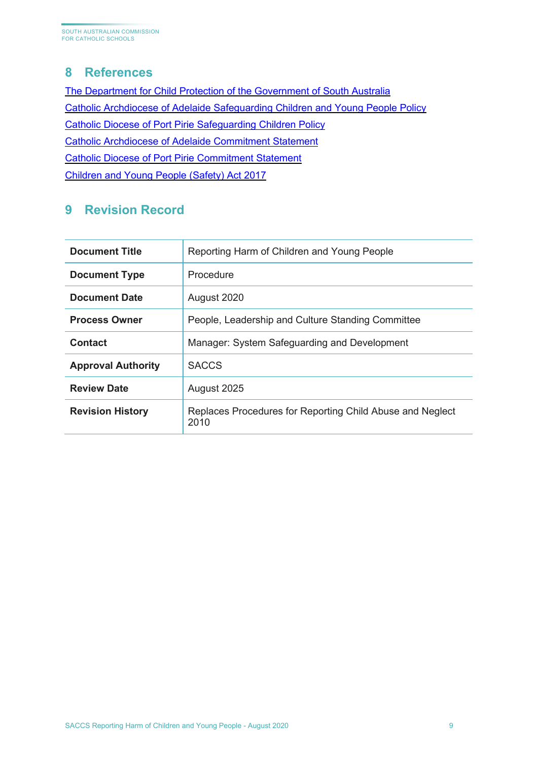## 8 References

The Department for Child Protection of the Government of South Australia

Catholic Archdiocese of Adelaide Safeguarding Children and Young People Policy

Catholic Diocese of Port Pirie Safeguarding Children Policy

Catholic Archdiocese of Adelaide Commitment Statement

Catholic Diocese of Port Pirie Commitment Statement

Children and Young People (Safety) Act 2017

## 9 Revision Record

| | |
|---|---|
| **Document Title** | Reporting Harm of Children and Young People |
| **Document Type** | Procedure |
| **Document Date** | August 2020 |
| **Process Owner** | People, Leadership and Culture Standing Committee |
| **Contact** | Manager: System Safeguarding and Development |
| **Approval Authority** | SACCS |
| **Review Date** | August 2025 |
| **Revision History** | Replaces Procedures for Reporting Child Abuse and Neglect 2010 |